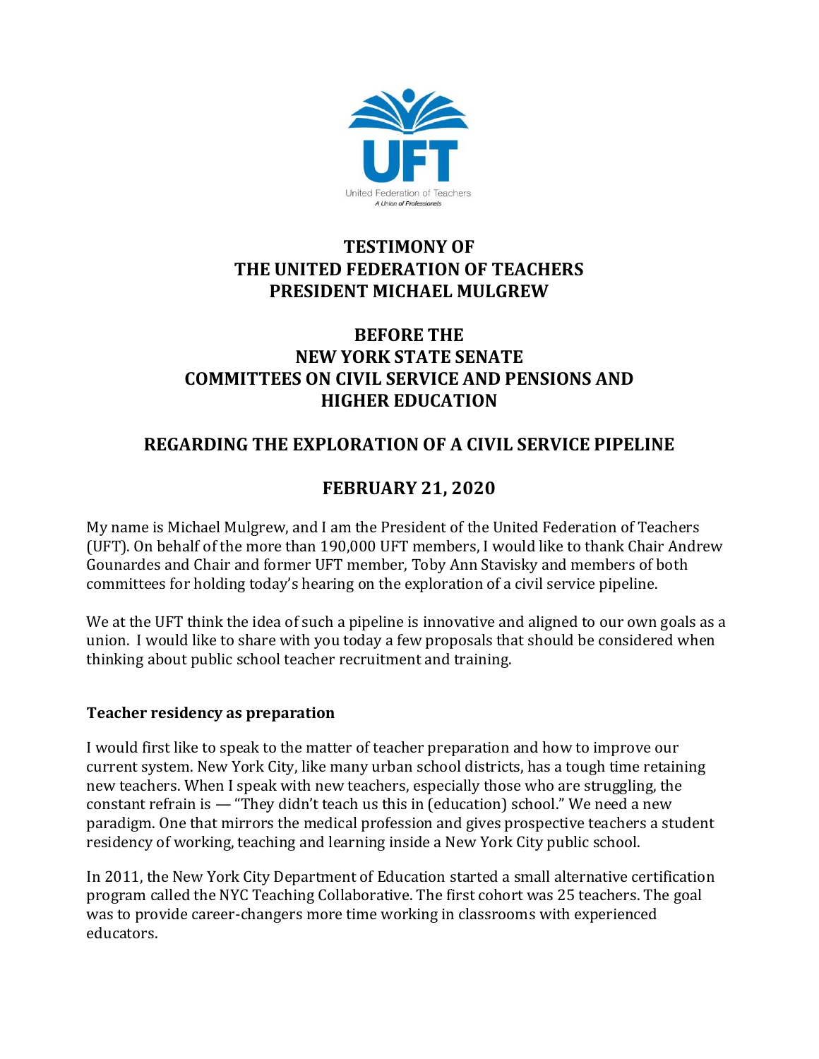United Federation of Teachers

*A Union of Professionals*

# TESTIMONY OF THE UNITED FEDERATION OF TEACHERS PRESIDENT MICHAEL MULGREW

## BEFORE THE NEW YORK STATE SENATE COMMITTEES ON CIVIL SERVICE AND PENSIONS AND HIGHER EDUCATION

## REGARDING THE EXPLORATION OF A CIVIL SERVICE PIPELINE

## FEBRUARY 21, 2020

My name is Michael Mulgrew, and I am the President of the United Federation of Teachers (UFT). On behalf of the more than 190,000 UFT members, I would like to thank Chair Andrew Gounardes and Chair and former UFT member, Toby Ann Stavisky and members of both committees for holding today's hearing on the exploration of a civil service pipeline.

We at the UFT think the idea of such a pipeline is innovative and aligned to our own goals as a union. I would like to share with you today a few proposals that should be considered when thinking about public school teacher recruitment and training.

### Teacher residency as preparation

I would first like to speak to the matter of teacher preparation and how to improve our current system. New York City, like many urban school districts, has a tough time retaining new teachers. When I speak with new teachers, especially those who are struggling, the constant refrain is — "They didn't teach us this in (education) school." We need a new paradigm. One that mirrors the medical profession and gives prospective teachers a student residency of working, teaching and learning inside a New York City public school.

In 2011, the New York City Department of Education started a small alternative certification program called the NYC Teaching Collaborative. The first cohort was 25 teachers. The goal was to provide career-changers more time working in classrooms with experienced educators.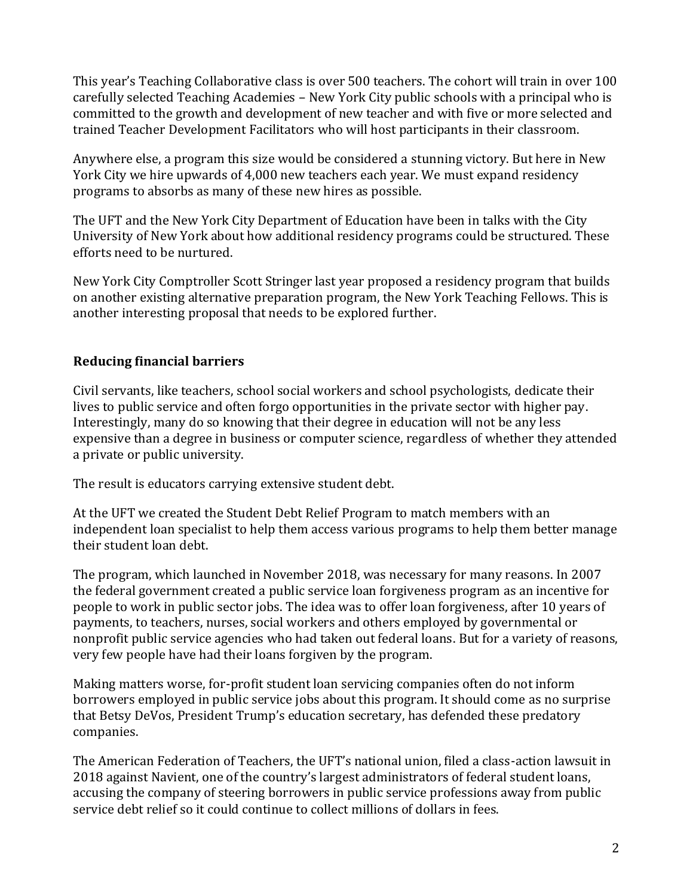This year's Teaching Collaborative class is over 500 teachers. The cohort will train in over 100 carefully selected Teaching Academies – New York City public schools with a principal who is committed to the growth and development of new teacher and with five or more selected and trained Teacher Development Facilitators who will host participants in their classroom.

Anywhere else, a program this size would be considered a stunning victory. But here in New York City we hire upwards of 4,000 new teachers each year. We must expand residency programs to absorbs as many of these new hires as possible.

The UFT and the New York City Department of Education have been in talks with the City University of New York about how additional residency programs could be structured. These efforts need to be nurtured.

New York City Comptroller Scott Stringer last year proposed a residency program that builds on another existing alternative preparation program, the New York Teaching Fellows. This is another interesting proposal that needs to be explored further.

**Reducing financial barriers**

Civil servants, like teachers, school social workers and school psychologists, dedicate their lives to public service and often forgo opportunities in the private sector with higher pay. Interestingly, many do so knowing that their degree in education will not be any less expensive than a degree in business or computer science, regardless of whether they attended a private or public university.

The result is educators carrying extensive student debt.

At the UFT we created the Student Debt Relief Program to match members with an independent loan specialist to help them access various programs to help them better manage their student loan debt.

The program, which launched in November 2018, was necessary for many reasons. In 2007 the federal government created a public service loan forgiveness program as an incentive for people to work in public sector jobs. The idea was to offer loan forgiveness, after 10 years of payments, to teachers, nurses, social workers and others employed by governmental or nonprofit public service agencies who had taken out federal loans. But for a variety of reasons, very few people have had their loans forgiven by the program.

Making matters worse, for-profit student loan servicing companies often do not inform borrowers employed in public service jobs about this program. It should come as no surprise that Betsy DeVos, President Trump's education secretary, has defended these predatory companies.

The American Federation of Teachers, the UFT's national union, filed a class-action lawsuit in 2018 against Navient, one of the country's largest administrators of federal student loans, accusing the company of steering borrowers in public service professions away from public service debt relief so it could continue to collect millions of dollars in fees.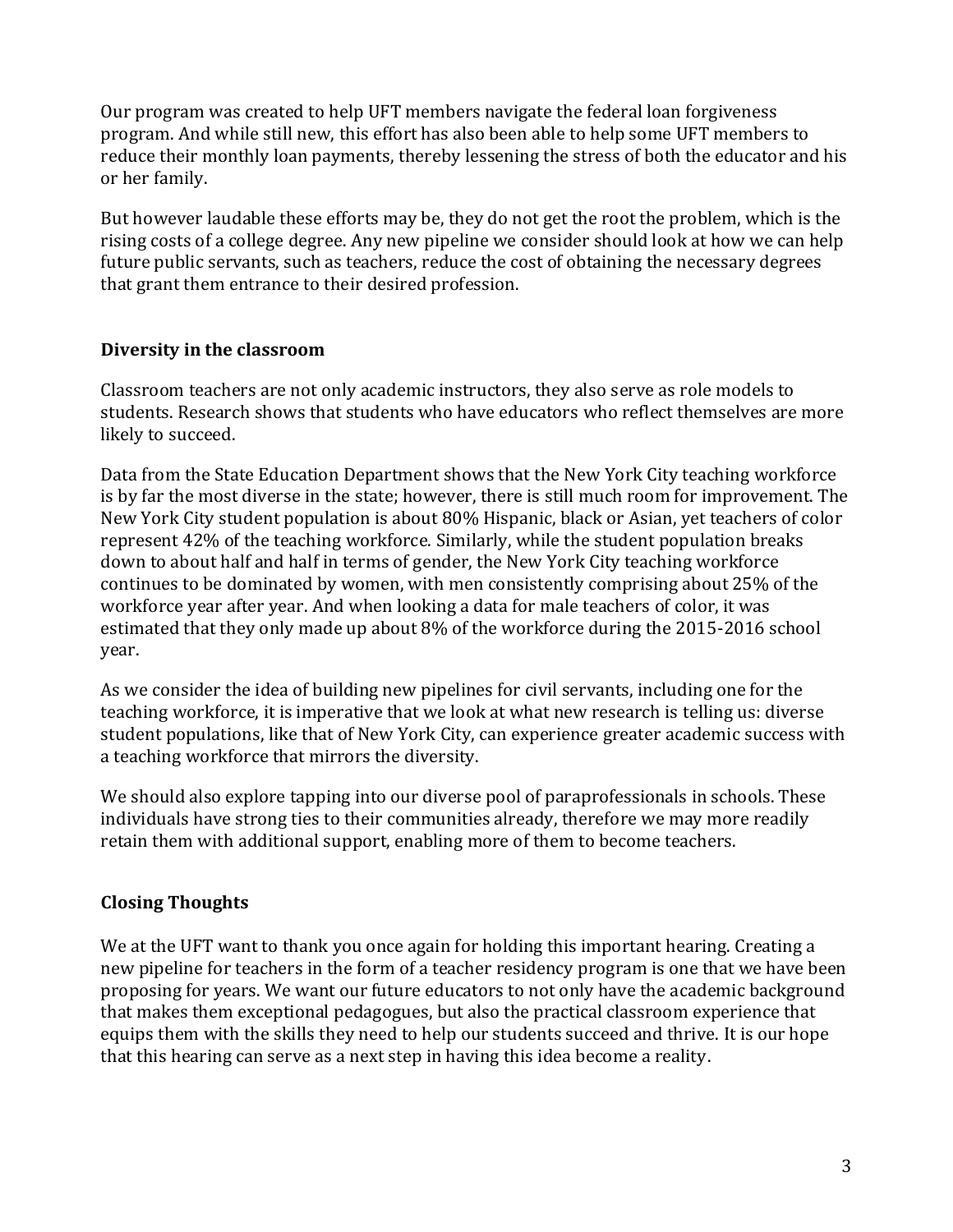Our program was created to help UFT members navigate the federal loan forgiveness program. And while still new, this effort has also been able to help some UFT members to reduce their monthly loan payments, thereby lessening the stress of both the educator and his or her family.

But however laudable these efforts may be, they do not get the root the problem, which is the rising costs of a college degree. Any new pipeline we consider should look at how we can help future public servants, such as teachers, reduce the cost of obtaining the necessary degrees that grant them entrance to their desired profession.

### Diversity in the classroom

Classroom teachers are not only academic instructors, they also serve as role models to students. Research shows that students who have educators who reflect themselves are more likely to succeed.

Data from the State Education Department shows that the New York City teaching workforce is by far the most diverse in the state; however, there is still much room for improvement. The New York City student population is about 80% Hispanic, black or Asian, yet teachers of color represent 42% of the teaching workforce. Similarly, while the student population breaks down to about half and half in terms of gender, the New York City teaching workforce continues to be dominated by women, with men consistently comprising about 25% of the workforce year after year. And when looking a data for male teachers of color, it was estimated that they only made up about 8% of the workforce during the 2015-2016 school year.

As we consider the idea of building new pipelines for civil servants, including one for the teaching workforce, it is imperative that we look at what new research is telling us: diverse student populations, like that of New York City, can experience greater academic success with a teaching workforce that mirrors the diversity.

We should also explore tapping into our diverse pool of paraprofessionals in schools. These individuals have strong ties to their communities already, therefore we may more readily retain them with additional support, enabling more of them to become teachers.

### Closing Thoughts

We at the UFT want to thank you once again for holding this important hearing. Creating a new pipeline for teachers in the form of a teacher residency program is one that we have been proposing for years. We want our future educators to not only have the academic background that makes them exceptional pedagogues, but also the practical classroom experience that equips them with the skills they need to help our students succeed and thrive. It is our hope that this hearing can serve as a next step in having this idea become a reality.